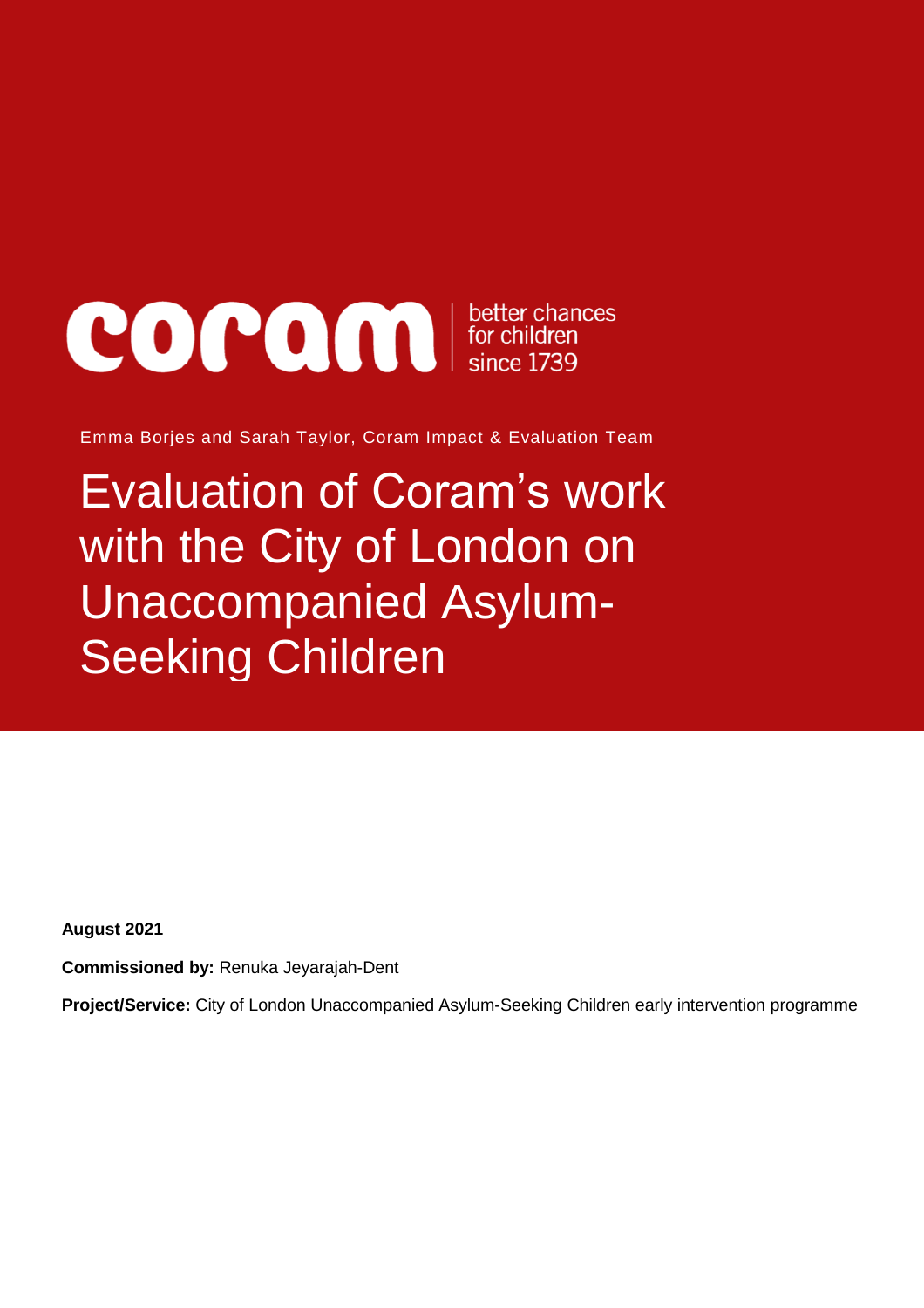coram | better chances for children since 1739

Emma Borjes and Sarah Taylor, Coram Impact & Evaluation Team

# Evaluation of Coram's work with the City of London on Unaccompanied Asylum-Seeking Children

**August 2021**

**Commissioned by:** Renuka Jeyarajah-Dent

**Project/Service:** City of London Unaccompanied Asylum-Seeking Children early intervention programme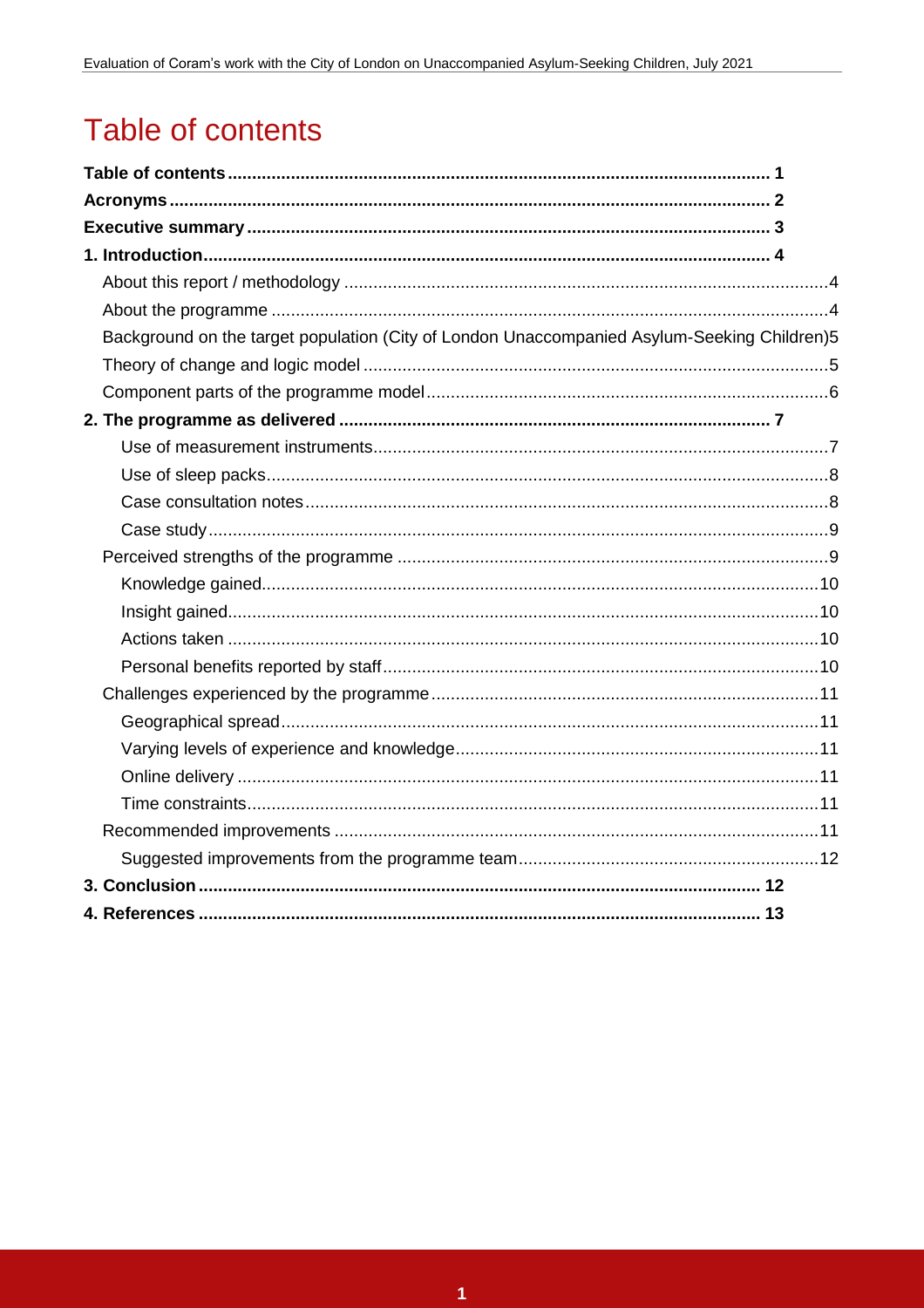# Table of contents

- **Table of contents** .......... 1
- **Acronyms** .......... 2
- **Executive summary** .......... 3
- **1. Introduction** .......... 4
  - About this report / methodology .......... 4
  - About the programme .......... 4
  - Background on the target population (City of London Unaccompanied Asylum-Seeking Children) .......... 5
  - Theory of change and logic model .......... 5
  - Component parts of the programme model .......... 6
- **2. The programme as delivered** .......... 7
    - Use of measurement instruments .......... 7
    - Use of sleep packs .......... 8
    - Case consultation notes .......... 8
    - Case study .......... 9
  - Perceived strengths of the programme .......... 9
    - Knowledge gained .......... 10
    - Insight gained .......... 10
    - Actions taken .......... 10
    - Personal benefits reported by staff .......... 10
  - Challenges experienced by the programme .......... 11
    - Geographical spread .......... 11
    - Varying levels of experience and knowledge .......... 11
    - Online delivery .......... 11
    - Time constraints .......... 11
  - Recommended improvements .......... 11
    - Suggested improvements from the programme team .......... 12
- **3. Conclusion** .......... 12
- **4. References** .......... 13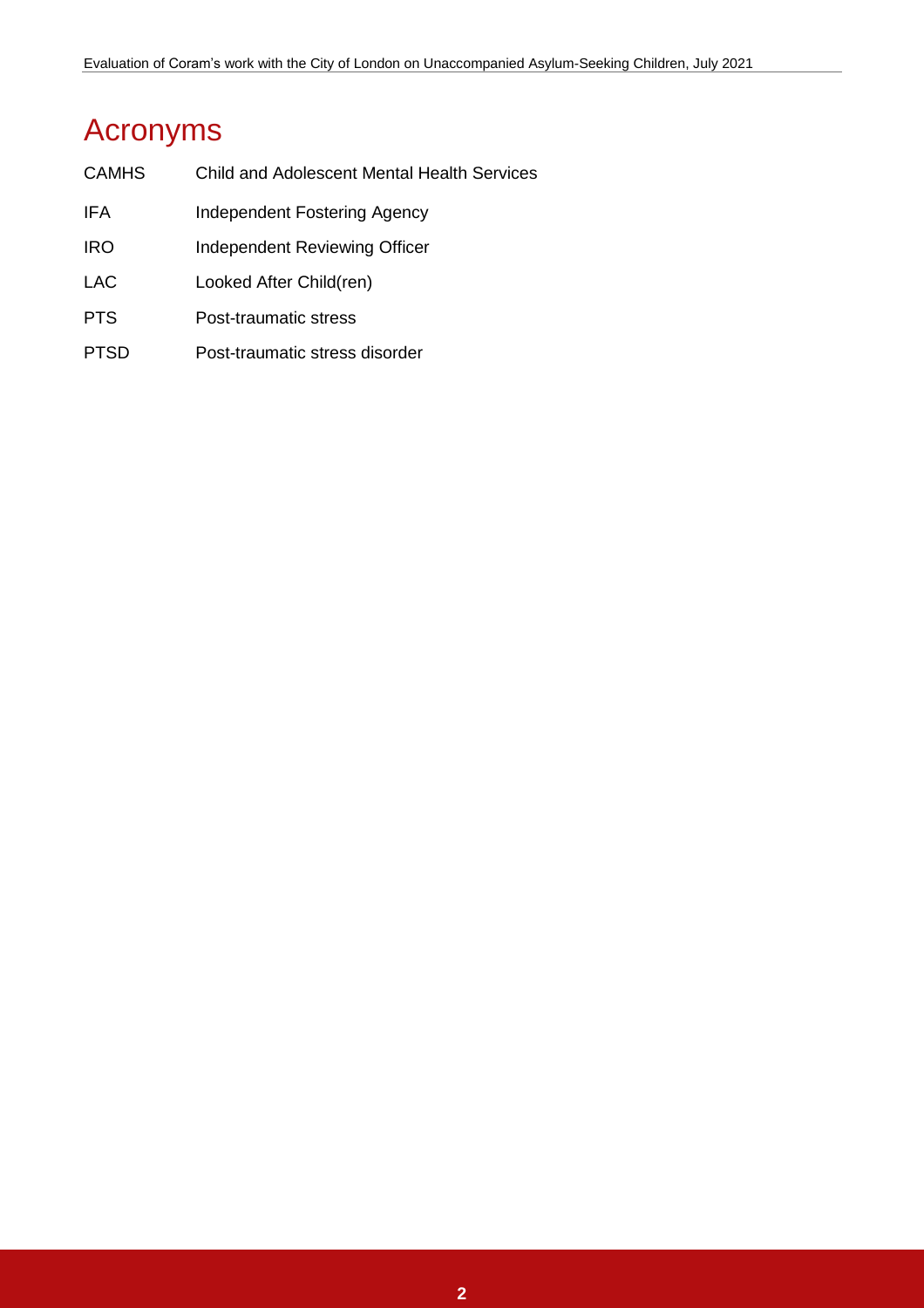# Acronyms

| | |
|---|---|
| CAMHS | Child and Adolescent Mental Health Services |
| IFA | Independent Fostering Agency |
| IRO | Independent Reviewing Officer |
| LAC | Looked After Child(ren) |
| PTS | Post-traumatic stress |
| PTSD | Post-traumatic stress disorder |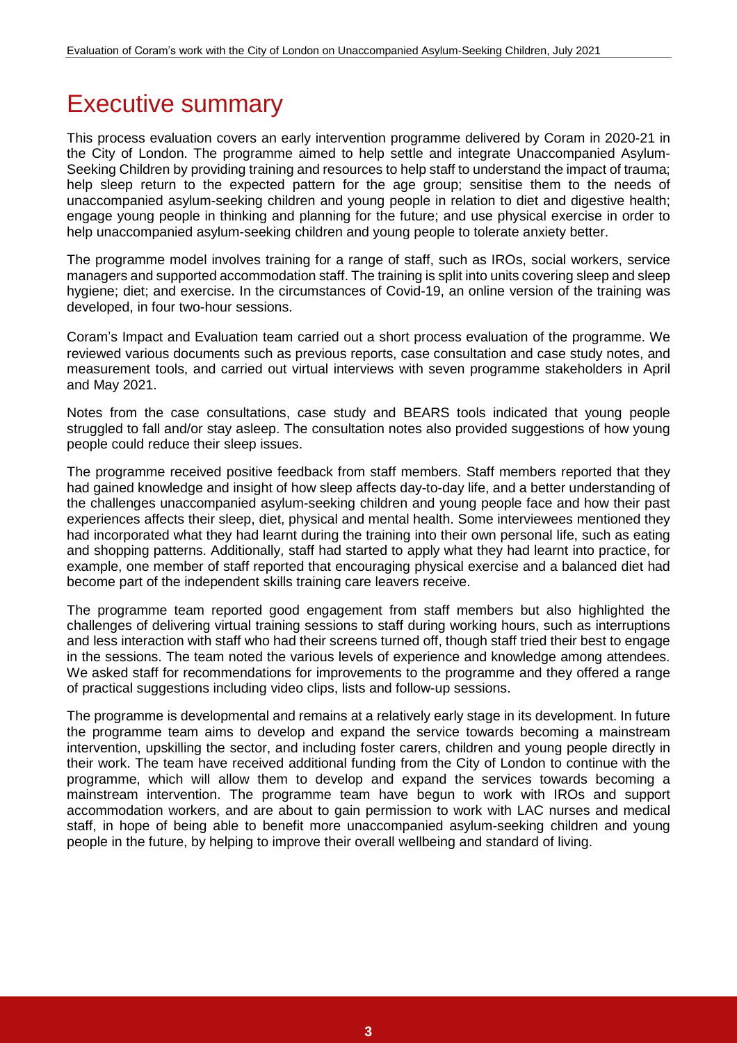# Executive summary

This process evaluation covers an early intervention programme delivered by Coram in 2020-21 in the City of London. The programme aimed to help settle and integrate Unaccompanied Asylum-Seeking Children by providing training and resources to help staff to understand the impact of trauma; help sleep return to the expected pattern for the age group; sensitise them to the needs of unaccompanied asylum-seeking children and young people in relation to diet and digestive health; engage young people in thinking and planning for the future; and use physical exercise in order to help unaccompanied asylum-seeking children and young people to tolerate anxiety better.

The programme model involves training for a range of staff, such as IROs, social workers, service managers and supported accommodation staff. The training is split into units covering sleep and sleep hygiene; diet; and exercise. In the circumstances of Covid-19, an online version of the training was developed, in four two-hour sessions.

Coram's Impact and Evaluation team carried out a short process evaluation of the programme. We reviewed various documents such as previous reports, case consultation and case study notes, and measurement tools, and carried out virtual interviews with seven programme stakeholders in April and May 2021.

Notes from the case consultations, case study and BEARS tools indicated that young people struggled to fall and/or stay asleep. The consultation notes also provided suggestions of how young people could reduce their sleep issues.

The programme received positive feedback from staff members. Staff members reported that they had gained knowledge and insight of how sleep affects day-to-day life, and a better understanding of the challenges unaccompanied asylum-seeking children and young people face and how their past experiences affects their sleep, diet, physical and mental health. Some interviewees mentioned they had incorporated what they had learnt during the training into their own personal life, such as eating and shopping patterns. Additionally, staff had started to apply what they had learnt into practice, for example, one member of staff reported that encouraging physical exercise and a balanced diet had become part of the independent skills training care leavers receive.

The programme team reported good engagement from staff members but also highlighted the challenges of delivering virtual training sessions to staff during working hours, such as interruptions and less interaction with staff who had their screens turned off, though staff tried their best to engage in the sessions. The team noted the various levels of experience and knowledge among attendees. We asked staff for recommendations for improvements to the programme and they offered a range of practical suggestions including video clips, lists and follow-up sessions.

The programme is developmental and remains at a relatively early stage in its development. In future the programme team aims to develop and expand the service towards becoming a mainstream intervention, upskilling the sector, and including foster carers, children and young people directly in their work. The team have received additional funding from the City of London to continue with the programme, which will allow them to develop and expand the services towards becoming a mainstream intervention. The programme team have begun to work with IROs and support accommodation workers, and are about to gain permission to work with LAC nurses and medical staff, in hope of being able to benefit more unaccompanied asylum-seeking children and young people in the future, by helping to improve their overall wellbeing and standard of living.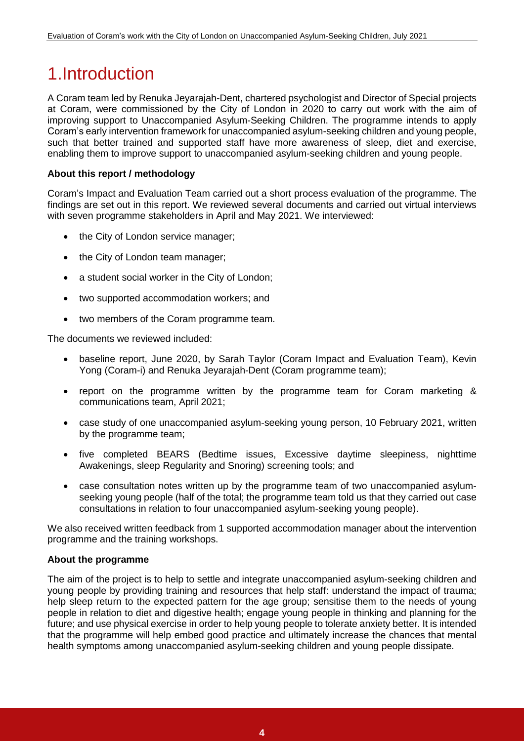# 1.Introduction

A Coram team led by Renuka Jeyarajah-Dent, chartered psychologist and Director of Special projects at Coram, were commissioned by the City of London in 2020 to carry out work with the aim of improving support to Unaccompanied Asylum-Seeking Children. The programme intends to apply Coram's early intervention framework for unaccompanied asylum-seeking children and young people, such that better trained and supported staff have more awareness of sleep, diet and exercise, enabling them to improve support to unaccompanied asylum-seeking children and young people.

**About this report / methodology**

Coram's Impact and Evaluation Team carried out a short process evaluation of the programme. The findings are set out in this report. We reviewed several documents and carried out virtual interviews with seven programme stakeholders in April and May 2021. We interviewed:

- the City of London service manager;
- the City of London team manager;
- a student social worker in the City of London;
- two supported accommodation workers; and
- two members of the Coram programme team.

The documents we reviewed included:

- baseline report, June 2020, by Sarah Taylor (Coram Impact and Evaluation Team), Kevin Yong (Coram-i) and Renuka Jeyarajah-Dent (Coram programme team);
- report on the programme written by the programme team for Coram marketing & communications team, April 2021;
- case study of one unaccompanied asylum-seeking young person, 10 February 2021, written by the programme team;
- five completed BEARS (Bedtime issues, Excessive daytime sleepiness, nighttime Awakenings, sleep Regularity and Snoring) screening tools; and
- case consultation notes written up by the programme team of two unaccompanied asylum-seeking young people (half of the total; the programme team told us that they carried out case consultations in relation to four unaccompanied asylum-seeking young people).

We also received written feedback from 1 supported accommodation manager about the intervention programme and the training workshops.

**About the programme**

The aim of the project is to help to settle and integrate unaccompanied asylum-seeking children and young people by providing training and resources that help staff: understand the impact of trauma; help sleep return to the expected pattern for the age group; sensitise them to the needs of young people in relation to diet and digestive health; engage young people in thinking and planning for the future; and use physical exercise in order to help young people to tolerate anxiety better. It is intended that the programme will help embed good practice and ultimately increase the chances that mental health symptoms among unaccompanied asylum-seeking children and young people dissipate.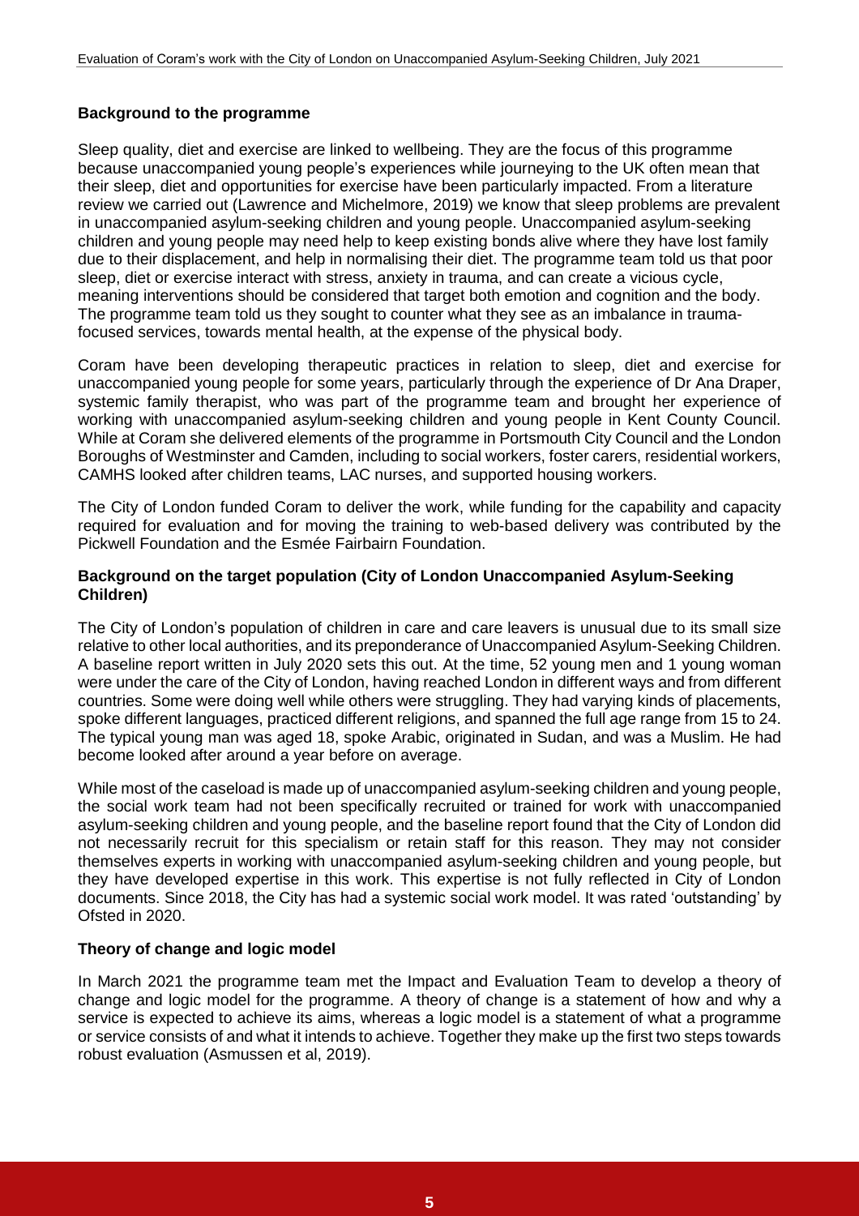**Background to the programme**

Sleep quality, diet and exercise are linked to wellbeing. They are the focus of this programme because unaccompanied young people's experiences while journeying to the UK often mean that their sleep, diet and opportunities for exercise have been particularly impacted. From a literature review we carried out (Lawrence and Michelmore, 2019) we know that sleep problems are prevalent in unaccompanied asylum-seeking children and young people. Unaccompanied asylum-seeking children and young people may need help to keep existing bonds alive where they have lost family due to their displacement, and help in normalising their diet. The programme team told us that poor sleep, diet or exercise interact with stress, anxiety in trauma, and can create a vicious cycle, meaning interventions should be considered that target both emotion and cognition and the body. The programme team told us they sought to counter what they see as an imbalance in trauma-focused services, towards mental health, at the expense of the physical body.

Coram have been developing therapeutic practices in relation to sleep, diet and exercise for unaccompanied young people for some years, particularly through the experience of Dr Ana Draper, systemic family therapist, who was part of the programme team and brought her experience of working with unaccompanied asylum-seeking children and young people in Kent County Council. While at Coram she delivered elements of the programme in Portsmouth City Council and the London Boroughs of Westminster and Camden, including to social workers, foster carers, residential workers, CAMHS looked after children teams, LAC nurses, and supported housing workers.

The City of London funded Coram to deliver the work, while funding for the capability and capacity required for evaluation and for moving the training to web-based delivery was contributed by the Pickwell Foundation and the Esmée Fairbairn Foundation.

**Background on the target population (City of London Unaccompanied Asylum-Seeking Children)**

The City of London's population of children in care and care leavers is unusual due to its small size relative to other local authorities, and its preponderance of Unaccompanied Asylum-Seeking Children. A baseline report written in July 2020 sets this out. At the time, 52 young men and 1 young woman were under the care of the City of London, having reached London in different ways and from different countries. Some were doing well while others were struggling. They had varying kinds of placements, spoke different languages, practiced different religions, and spanned the full age range from 15 to 24. The typical young man was aged 18, spoke Arabic, originated in Sudan, and was a Muslim. He had become looked after around a year before on average.

While most of the caseload is made up of unaccompanied asylum-seeking children and young people, the social work team had not been specifically recruited or trained for work with unaccompanied asylum-seeking children and young people, and the baseline report found that the City of London did not necessarily recruit for this specialism or retain staff for this reason. They may not consider themselves experts in working with unaccompanied asylum-seeking children and young people, but they have developed expertise in this work. This expertise is not fully reflected in City of London documents. Since 2018, the City has had a systemic social work model. It was rated 'outstanding' by Ofsted in 2020.

**Theory of change and logic model**

In March 2021 the programme team met the Impact and Evaluation Team to develop a theory of change and logic model for the programme. A theory of change is a statement of how and why a service is expected to achieve its aims, whereas a logic model is a statement of what a programme or service consists of and what it intends to achieve. Together they make up the first two steps towards robust evaluation (Asmussen et al, 2019).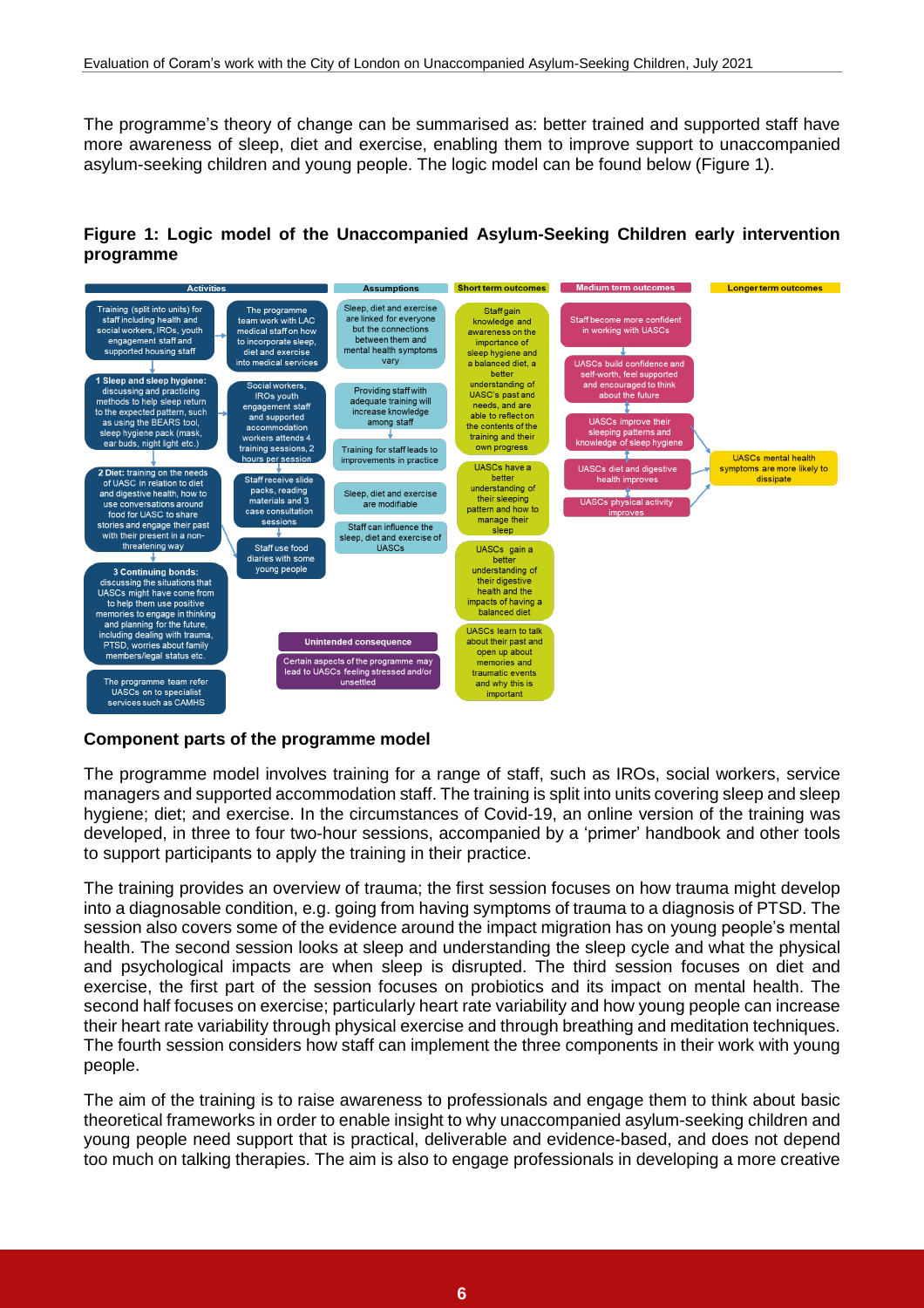The programme's theory of change can be summarised as: better trained and supported staff have more awareness of sleep, diet and exercise, enabling them to improve support to unaccompanied asylum-seeking children and young people. The logic model can be found below (Figure 1).

**Figure 1: Logic model of the Unaccompanied Asylum-Seeking Children early intervention programme**

**Activities**

- Training (split into units) for staff including health and social workers, IROs, youth engagement staff and supported housing staff
- **1 Sleep and sleep hygiene:** discussing and practicing methods to help sleep return to the expected pattern, such as using the BEARS tool, sleep hygiene pack (mask, ear buds, night light etc.)
- **2 Diet:** training on the needs of UASC in relation to diet and digestive health, how to use conversations around food for UASC to share stories and engage their past with their present in a non-threatening way
- **3 Continuing bonds:** discussing the situations that UASCs might have come from to help them use positive memories to engage in thinking and planning for the future, including dealing with trauma, PTSD, worries about family members/legal status etc.
- The programme team refer UASCs on to specialist services such as CAMHS
- The programme team work with LAC medical staff on how to incorporate sleep, diet and exercise into medical services
- Social workers, IROs youth engagement staff and supported accommodation workers attends 4 training sessions, 2 hours per session
- Staff receive slide packs, reading materials and 3 case consultation sessions
- Staff use food diaries with some young people

**Assumptions**

- Sleep, diet and exercise are linked for everyone but the connections between them and mental health symptoms vary
- Providing staff with adequate training will increase knowledge among staff
- Training for staff leads to improvements in practice
- Sleep, diet and exercise are modifiable
- Staff can influence the sleep, diet and exercise of UASCs

**Short term outcomes**

- Staff gain knowledge and awareness on the importance of sleep hygiene and a balanced diet, a better understanding of UASC's past and needs, and are able to reflect on the contents of the training and their own progress
- UASCs have a better understanding of their sleeping pattern and how to manage their sleep
- UASCs gain a better understanding of their digestive health and the impacts of having a balanced diet
- UASCs learn to talk about their past and open up about memories and traumatic events and why this is important

**Medium term outcomes**

- Staff become more confident in working with UASCs
- UASCs build confidence and self-worth, feel supported and encouraged to think about the future
- UASCs improve their sleeping patterns and knowledge of sleep hygiene
- UASCs diet and digestive health improves
- UASCs physical activity improves

**Longer term outcomes**

- UASCs mental health symptoms are more likely to dissipate

**Unintended consequence**

- Certain aspects of the programme may lead to UASCs feeling stressed and/or unsettled

## Component parts of the programme model

The programme model involves training for a range of staff, such as IROs, social workers, service managers and supported accommodation staff. The training is split into units covering sleep and sleep hygiene; diet; and exercise. In the circumstances of Covid-19, an online version of the training was developed, in three to four two-hour sessions, accompanied by a 'primer' handbook and other tools to support participants to apply the training in their practice.

The training provides an overview of trauma; the first session focuses on how trauma might develop into a diagnosable condition, e.g. going from having symptoms of trauma to a diagnosis of PTSD. The session also covers some of the evidence around the impact migration has on young people's mental health. The second session looks at sleep and understanding the sleep cycle and what the physical and psychological impacts are when sleep is disrupted. The third session focuses on diet and exercise, the first part of the session focuses on probiotics and its impact on mental health. The second half focuses on exercise; particularly heart rate variability and how young people can increase their heart rate variability through physical exercise and through breathing and meditation techniques. The fourth session considers how staff can implement the three components in their work with young people.

The aim of the training is to raise awareness to professionals and engage them to think about basic theoretical frameworks in order to enable insight to why unaccompanied asylum-seeking children and young people need support that is practical, deliverable and evidence-based, and does not depend too much on talking therapies. The aim is also to engage professionals in developing a more creative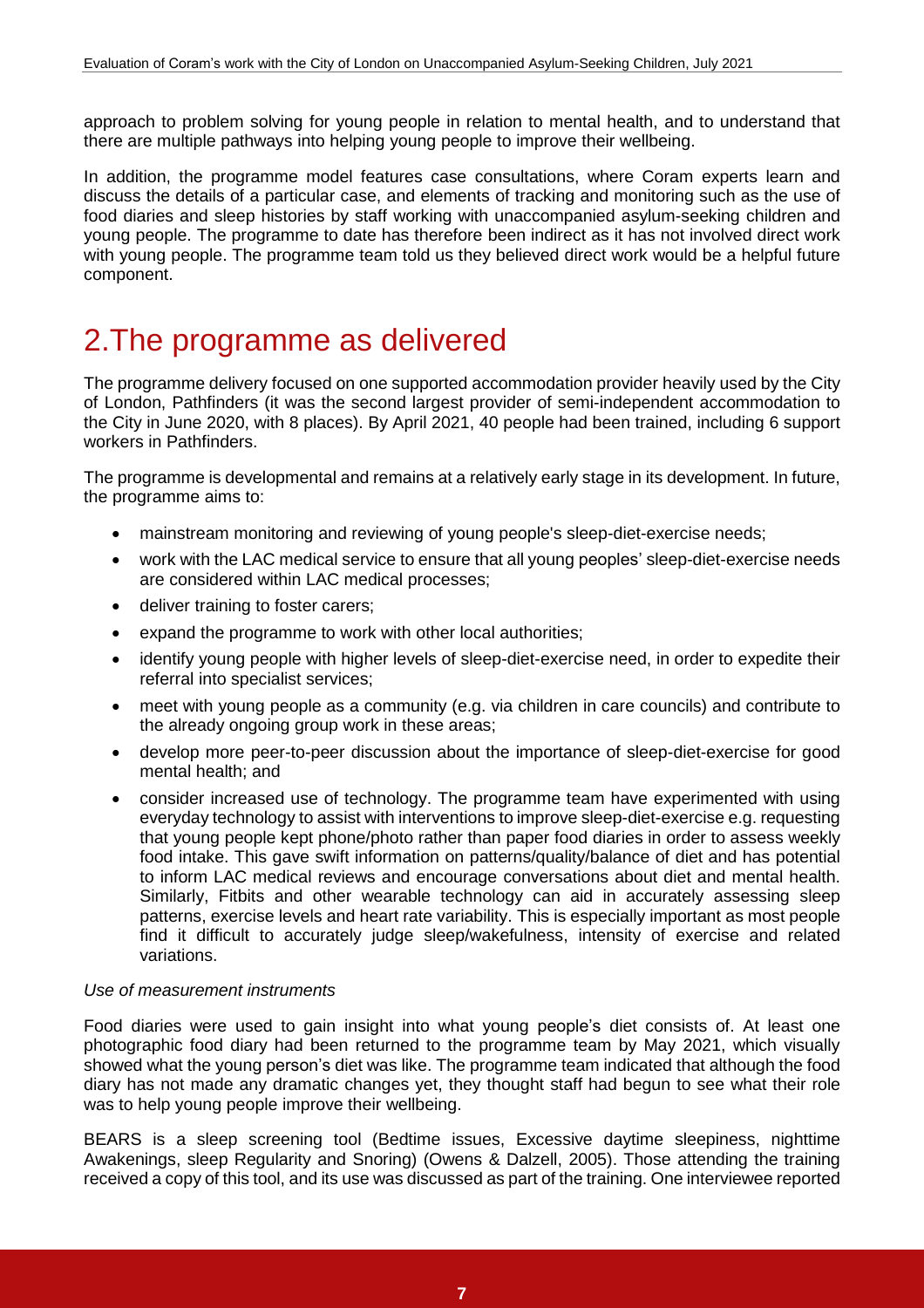approach to problem solving for young people in relation to mental health, and to understand that there are multiple pathways into helping young people to improve their wellbeing.

In addition, the programme model features case consultations, where Coram experts learn and discuss the details of a particular case, and elements of tracking and monitoring such as the use of food diaries and sleep histories by staff working with unaccompanied asylum-seeking children and young people. The programme to date has therefore been indirect as it has not involved direct work with young people. The programme team told us they believed direct work would be a helpful future component.

# 2.The programme as delivered

The programme delivery focused on one supported accommodation provider heavily used by the City of London, Pathfinders (it was the second largest provider of semi-independent accommodation to the City in June 2020, with 8 places). By April 2021, 40 people had been trained, including 6 support workers in Pathfinders.

The programme is developmental and remains at a relatively early stage in its development. In future, the programme aims to:

- mainstream monitoring and reviewing of young people's sleep-diet-exercise needs;
- work with the LAC medical service to ensure that all young peoples' sleep-diet-exercise needs are considered within LAC medical processes;
- deliver training to foster carers;
- expand the programme to work with other local authorities;
- identify young people with higher levels of sleep-diet-exercise need, in order to expedite their referral into specialist services;
- meet with young people as a community (e.g. via children in care councils) and contribute to the already ongoing group work in these areas;
- develop more peer-to-peer discussion about the importance of sleep-diet-exercise for good mental health; and
- consider increased use of technology. The programme team have experimented with using everyday technology to assist with interventions to improve sleep-diet-exercise e.g. requesting that young people kept phone/photo rather than paper food diaries in order to assess weekly food intake. This gave swift information on patterns/quality/balance of diet and has potential to inform LAC medical reviews and encourage conversations about diet and mental health. Similarly, Fitbits and other wearable technology can aid in accurately assessing sleep patterns, exercise levels and heart rate variability. This is especially important as most people find it difficult to accurately judge sleep/wakefulness, intensity of exercise and related variations.

*Use of measurement instruments*

Food diaries were used to gain insight into what young people's diet consists of. At least one photographic food diary had been returned to the programme team by May 2021, which visually showed what the young person's diet was like. The programme team indicated that although the food diary has not made any dramatic changes yet, they thought staff had begun to see what their role was to help young people improve their wellbeing.

BEARS is a sleep screening tool (Bedtime issues, Excessive daytime sleepiness, nighttime Awakenings, sleep Regularity and Snoring) (Owens & Dalzell, 2005). Those attending the training received a copy of this tool, and its use was discussed as part of the training. One interviewee reported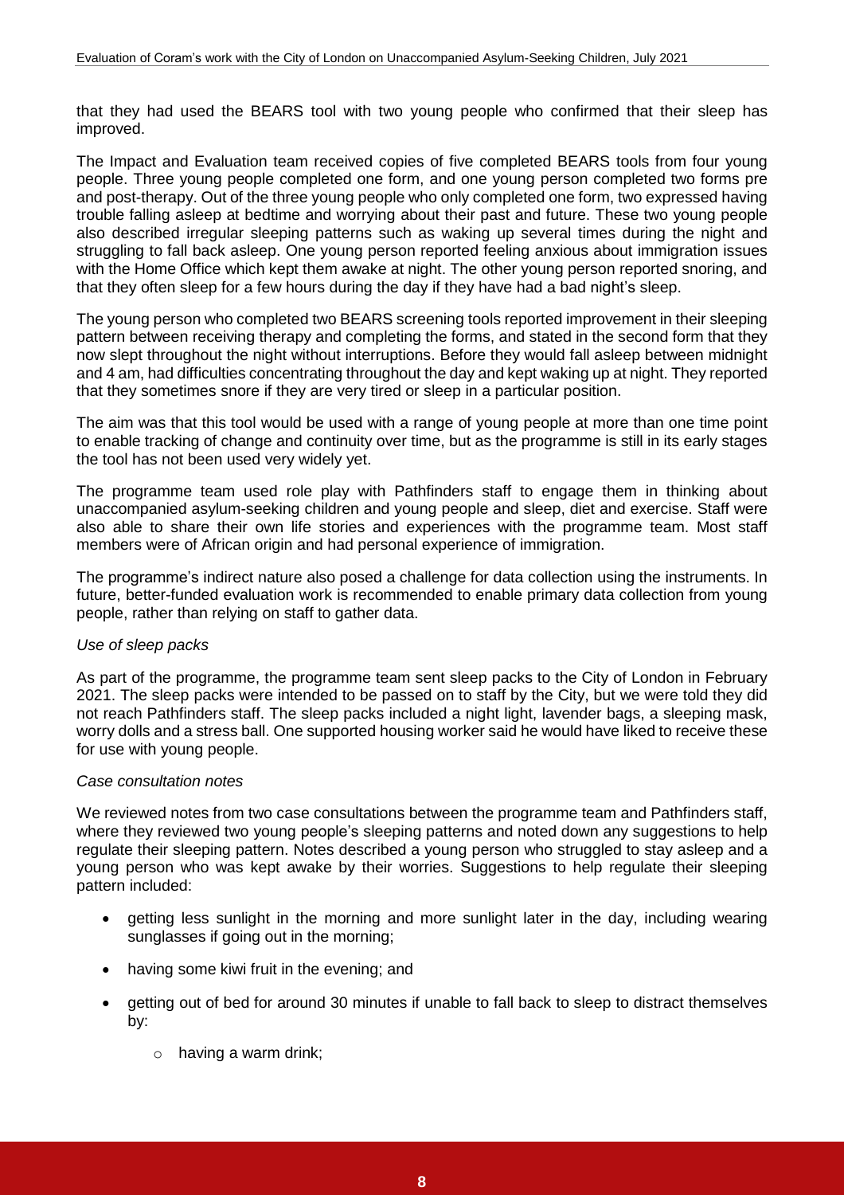that they had used the BEARS tool with two young people who confirmed that their sleep has improved.

The Impact and Evaluation team received copies of five completed BEARS tools from four young people. Three young people completed one form, and one young person completed two forms pre and post-therapy. Out of the three young people who only completed one form, two expressed having trouble falling asleep at bedtime and worrying about their past and future. These two young people also described irregular sleeping patterns such as waking up several times during the night and struggling to fall back asleep. One young person reported feeling anxious about immigration issues with the Home Office which kept them awake at night. The other young person reported snoring, and that they often sleep for a few hours during the day if they have had a bad night's sleep.

The young person who completed two BEARS screening tools reported improvement in their sleeping pattern between receiving therapy and completing the forms, and stated in the second form that they now slept throughout the night without interruptions. Before they would fall asleep between midnight and 4 am, had difficulties concentrating throughout the day and kept waking up at night. They reported that they sometimes snore if they are very tired or sleep in a particular position.

The aim was that this tool would be used with a range of young people at more than one time point to enable tracking of change and continuity over time, but as the programme is still in its early stages the tool has not been used very widely yet.

The programme team used role play with Pathfinders staff to engage them in thinking about unaccompanied asylum-seeking children and young people and sleep, diet and exercise. Staff were also able to share their own life stories and experiences with the programme team. Most staff members were of African origin and had personal experience of immigration.

The programme's indirect nature also posed a challenge for data collection using the instruments. In future, better-funded evaluation work is recommended to enable primary data collection from young people, rather than relying on staff to gather data.

*Use of sleep packs*

As part of the programme, the programme team sent sleep packs to the City of London in February 2021. The sleep packs were intended to be passed on to staff by the City, but we were told they did not reach Pathfinders staff. The sleep packs included a night light, lavender bags, a sleeping mask, worry dolls and a stress ball. One supported housing worker said he would have liked to receive these for use with young people.

*Case consultation notes*

We reviewed notes from two case consultations between the programme team and Pathfinders staff, where they reviewed two young people's sleeping patterns and noted down any suggestions to help regulate their sleeping pattern. Notes described a young person who struggled to stay asleep and a young person who was kept awake by their worries. Suggestions to help regulate their sleeping pattern included:

- getting less sunlight in the morning and more sunlight later in the day, including wearing sunglasses if going out in the morning;
- having some kiwi fruit in the evening; and
- getting out of bed for around 30 minutes if unable to fall back to sleep to distract themselves by:
    - having a warm drink;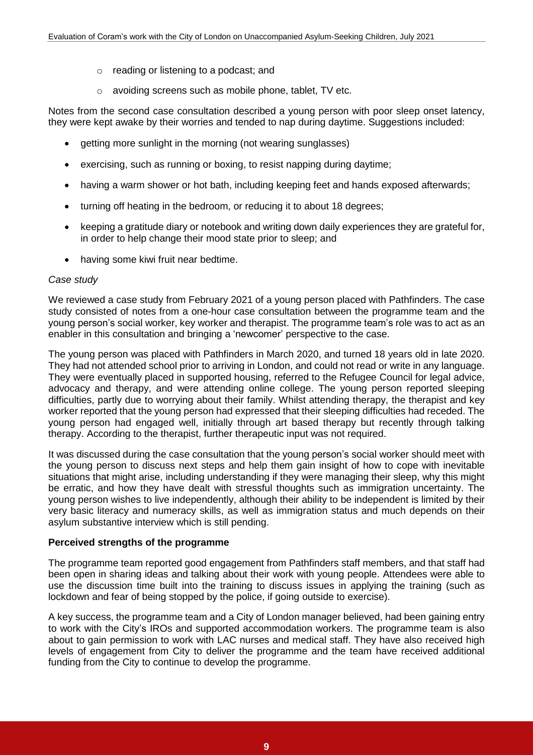- reading or listening to a podcast; and
- avoiding screens such as mobile phone, tablet, TV etc.

Notes from the second case consultation described a young person with poor sleep onset latency, they were kept awake by their worries and tended to nap during daytime. Suggestions included:

- getting more sunlight in the morning (not wearing sunglasses)
- exercising, such as running or boxing, to resist napping during daytime;
- having a warm shower or hot bath, including keeping feet and hands exposed afterwards;
- turning off heating in the bedroom, or reducing it to about 18 degrees;
- keeping a gratitude diary or notebook and writing down daily experiences they are grateful for, in order to help change their mood state prior to sleep; and
- having some kiwi fruit near bedtime.

*Case study*

We reviewed a case study from February 2021 of a young person placed with Pathfinders. The case study consisted of notes from a one-hour case consultation between the programme team and the young person's social worker, key worker and therapist. The programme team's role was to act as an enabler in this consultation and bringing a 'newcomer' perspective to the case.

The young person was placed with Pathfinders in March 2020, and turned 18 years old in late 2020. They had not attended school prior to arriving in London, and could not read or write in any language. They were eventually placed in supported housing, referred to the Refugee Council for legal advice, advocacy and therapy, and were attending online college. The young person reported sleeping difficulties, partly due to worrying about their family. Whilst attending therapy, the therapist and key worker reported that the young person had expressed that their sleeping difficulties had receded. The young person had engaged well, initially through art based therapy but recently through talking therapy. According to the therapist, further therapeutic input was not required.

It was discussed during the case consultation that the young person's social worker should meet with the young person to discuss next steps and help them gain insight of how to cope with inevitable situations that might arise, including understanding if they were managing their sleep, why this might be erratic, and how they have dealt with stressful thoughts such as immigration uncertainty. The young person wishes to live independently, although their ability to be independent is limited by their very basic literacy and numeracy skills, as well as immigration status and much depends on their asylum substantive interview which is still pending.

**Perceived strengths of the programme**

The programme team reported good engagement from Pathfinders staff members, and that staff had been open in sharing ideas and talking about their work with young people. Attendees were able to use the discussion time built into the training to discuss issues in applying the training (such as lockdown and fear of being stopped by the police, if going outside to exercise).

A key success, the programme team and a City of London manager believed, had been gaining entry to work with the City's IROs and supported accommodation workers. The programme team is also about to gain permission to work with LAC nurses and medical staff. They have also received high levels of engagement from City to deliver the programme and the team have received additional funding from the City to continue to develop the programme.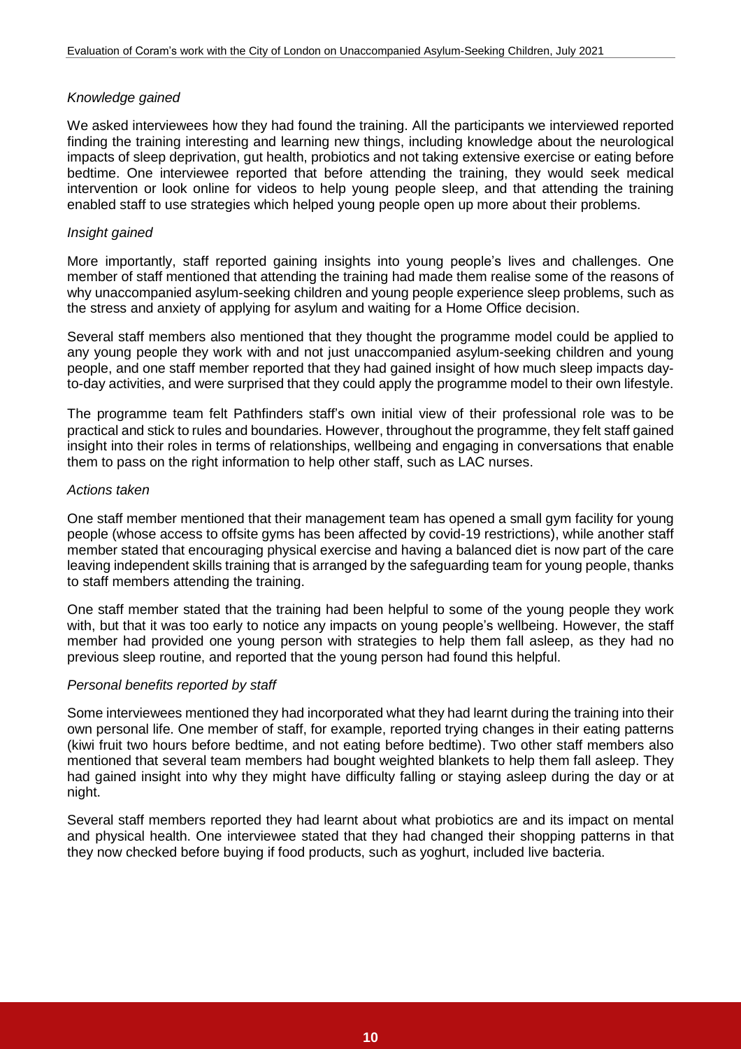*Knowledge gained*

We asked interviewees how they had found the training. All the participants we interviewed reported finding the training interesting and learning new things, including knowledge about the neurological impacts of sleep deprivation, gut health, probiotics and not taking extensive exercise or eating before bedtime. One interviewee reported that before attending the training, they would seek medical intervention or look online for videos to help young people sleep, and that attending the training enabled staff to use strategies which helped young people open up more about their problems.

*Insight gained*

More importantly, staff reported gaining insights into young people's lives and challenges. One member of staff mentioned that attending the training had made them realise some of the reasons of why unaccompanied asylum-seeking children and young people experience sleep problems, such as the stress and anxiety of applying for asylum and waiting for a Home Office decision.

Several staff members also mentioned that they thought the programme model could be applied to any young people they work with and not just unaccompanied asylum-seeking children and young people, and one staff member reported that they had gained insight of how much sleep impacts day-to-day activities, and were surprised that they could apply the programme model to their own lifestyle.

The programme team felt Pathfinders staff's own initial view of their professional role was to be practical and stick to rules and boundaries. However, throughout the programme, they felt staff gained insight into their roles in terms of relationships, wellbeing and engaging in conversations that enable them to pass on the right information to help other staff, such as LAC nurses.

*Actions taken*

One staff member mentioned that their management team has opened a small gym facility for young people (whose access to offsite gyms has been affected by covid-19 restrictions), while another staff member stated that encouraging physical exercise and having a balanced diet is now part of the care leaving independent skills training that is arranged by the safeguarding team for young people, thanks to staff members attending the training.

One staff member stated that the training had been helpful to some of the young people they work with, but that it was too early to notice any impacts on young people's wellbeing. However, the staff member had provided one young person with strategies to help them fall asleep, as they had no previous sleep routine, and reported that the young person had found this helpful.

*Personal benefits reported by staff*

Some interviewees mentioned they had incorporated what they had learnt during the training into their own personal life. One member of staff, for example, reported trying changes in their eating patterns (kiwi fruit two hours before bedtime, and not eating before bedtime). Two other staff members also mentioned that several team members had bought weighted blankets to help them fall asleep. They had gained insight into why they might have difficulty falling or staying asleep during the day or at night.

Several staff members reported they had learnt about what probiotics are and its impact on mental and physical health. One interviewee stated that they had changed their shopping patterns in that they now checked before buying if food products, such as yoghurt, included live bacteria.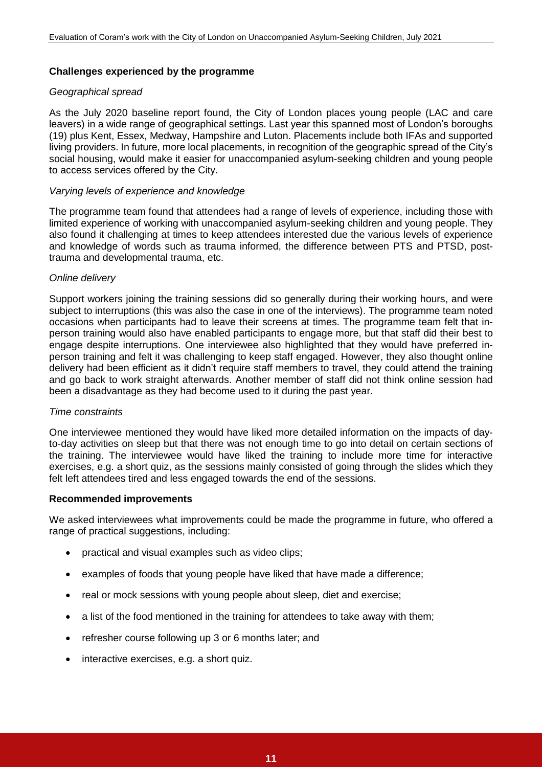**Challenges experienced by the programme**

*Geographical spread*

As the July 2020 baseline report found, the City of London places young people (LAC and care leavers) in a wide range of geographical settings. Last year this spanned most of London's boroughs (19) plus Kent, Essex, Medway, Hampshire and Luton. Placements include both IFAs and supported living providers. In future, more local placements, in recognition of the geographic spread of the City's social housing, would make it easier for unaccompanied asylum-seeking children and young people to access services offered by the City.

*Varying levels of experience and knowledge*

The programme team found that attendees had a range of levels of experience, including those with limited experience of working with unaccompanied asylum-seeking children and young people. They also found it challenging at times to keep attendees interested due the various levels of experience and knowledge of words such as trauma informed, the difference between PTS and PTSD, post-trauma and developmental trauma, etc.

*Online delivery*

Support workers joining the training sessions did so generally during their working hours, and were subject to interruptions (this was also the case in one of the interviews). The programme team noted occasions when participants had to leave their screens at times. The programme team felt that in-person training would also have enabled participants to engage more, but that staff did their best to engage despite interruptions. One interviewee also highlighted that they would have preferred in-person training and felt it was challenging to keep staff engaged. However, they also thought online delivery had been efficient as it didn't require staff members to travel, they could attend the training and go back to work straight afterwards. Another member of staff did not think online session had been a disadvantage as they had become used to it during the past year.

*Time constraints*

One interviewee mentioned they would have liked more detailed information on the impacts of day-to-day activities on sleep but that there was not enough time to go into detail on certain sections of the training. The interviewee would have liked the training to include more time for interactive exercises, e.g. a short quiz, as the sessions mainly consisted of going through the slides which they felt left attendees tired and less engaged towards the end of the sessions.

**Recommended improvements**

We asked interviewees what improvements could be made the programme in future, who offered a range of practical suggestions, including:

- practical and visual examples such as video clips;
- examples of foods that young people have liked that have made a difference;
- real or mock sessions with young people about sleep, diet and exercise;
- a list of the food mentioned in the training for attendees to take away with them;
- refresher course following up 3 or 6 months later; and
- interactive exercises, e.g. a short quiz.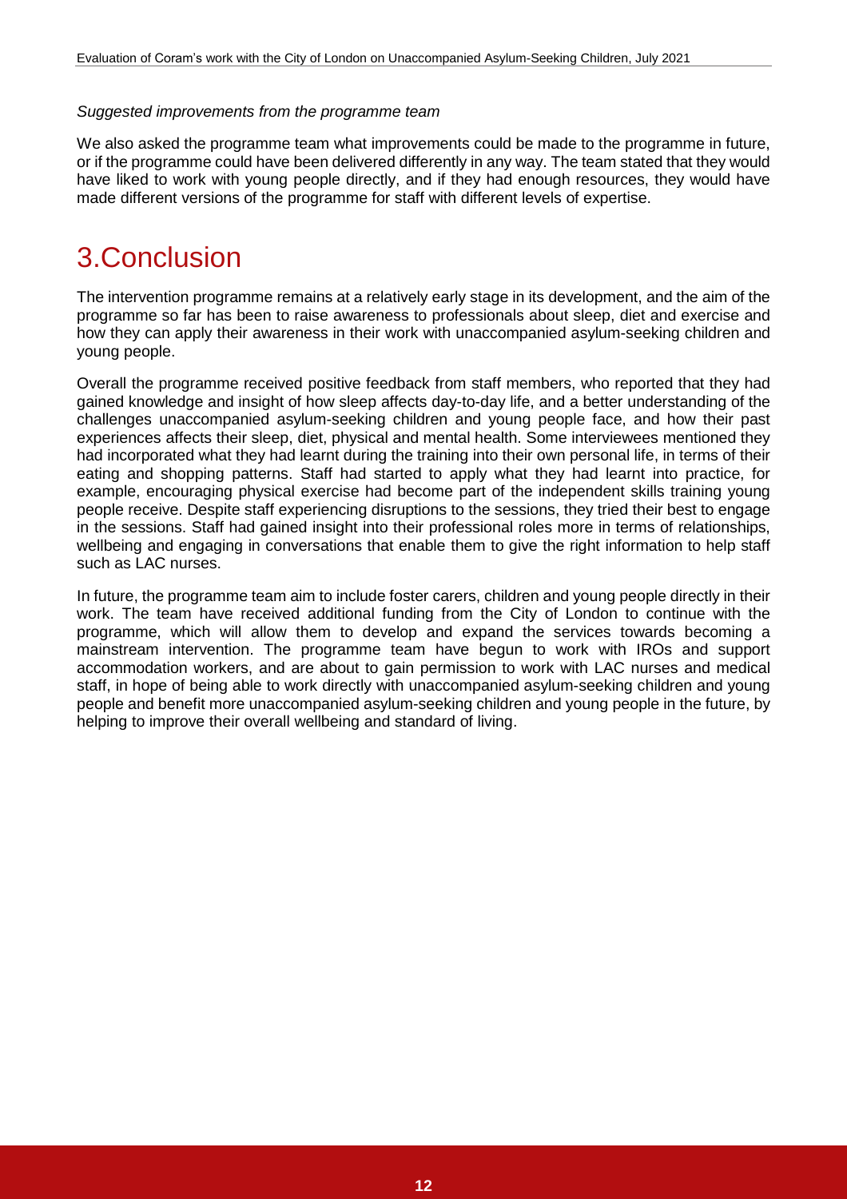*Suggested improvements from the programme team*

We also asked the programme team what improvements could be made to the programme in future, or if the programme could have been delivered differently in any way. The team stated that they would have liked to work with young people directly, and if they had enough resources, they would have made different versions of the programme for staff with different levels of expertise.

# 3.Conclusion

The intervention programme remains at a relatively early stage in its development, and the aim of the programme so far has been to raise awareness to professionals about sleep, diet and exercise and how they can apply their awareness in their work with unaccompanied asylum-seeking children and young people.

Overall the programme received positive feedback from staff members, who reported that they had gained knowledge and insight of how sleep affects day-to-day life, and a better understanding of the challenges unaccompanied asylum-seeking children and young people face, and how their past experiences affects their sleep, diet, physical and mental health. Some interviewees mentioned they had incorporated what they had learnt during the training into their own personal life, in terms of their eating and shopping patterns. Staff had started to apply what they had learnt into practice, for example, encouraging physical exercise had become part of the independent skills training young people receive. Despite staff experiencing disruptions to the sessions, they tried their best to engage in the sessions. Staff had gained insight into their professional roles more in terms of relationships, wellbeing and engaging in conversations that enable them to give the right information to help staff such as LAC nurses.

In future, the programme team aim to include foster carers, children and young people directly in their work. The team have received additional funding from the City of London to continue with the programme, which will allow them to develop and expand the services towards becoming a mainstream intervention. The programme team have begun to work with IROs and support accommodation workers, and are about to gain permission to work with LAC nurses and medical staff, in hope of being able to work directly with unaccompanied asylum-seeking children and young people and benefit more unaccompanied asylum-seeking children and young people in the future, by helping to improve their overall wellbeing and standard of living.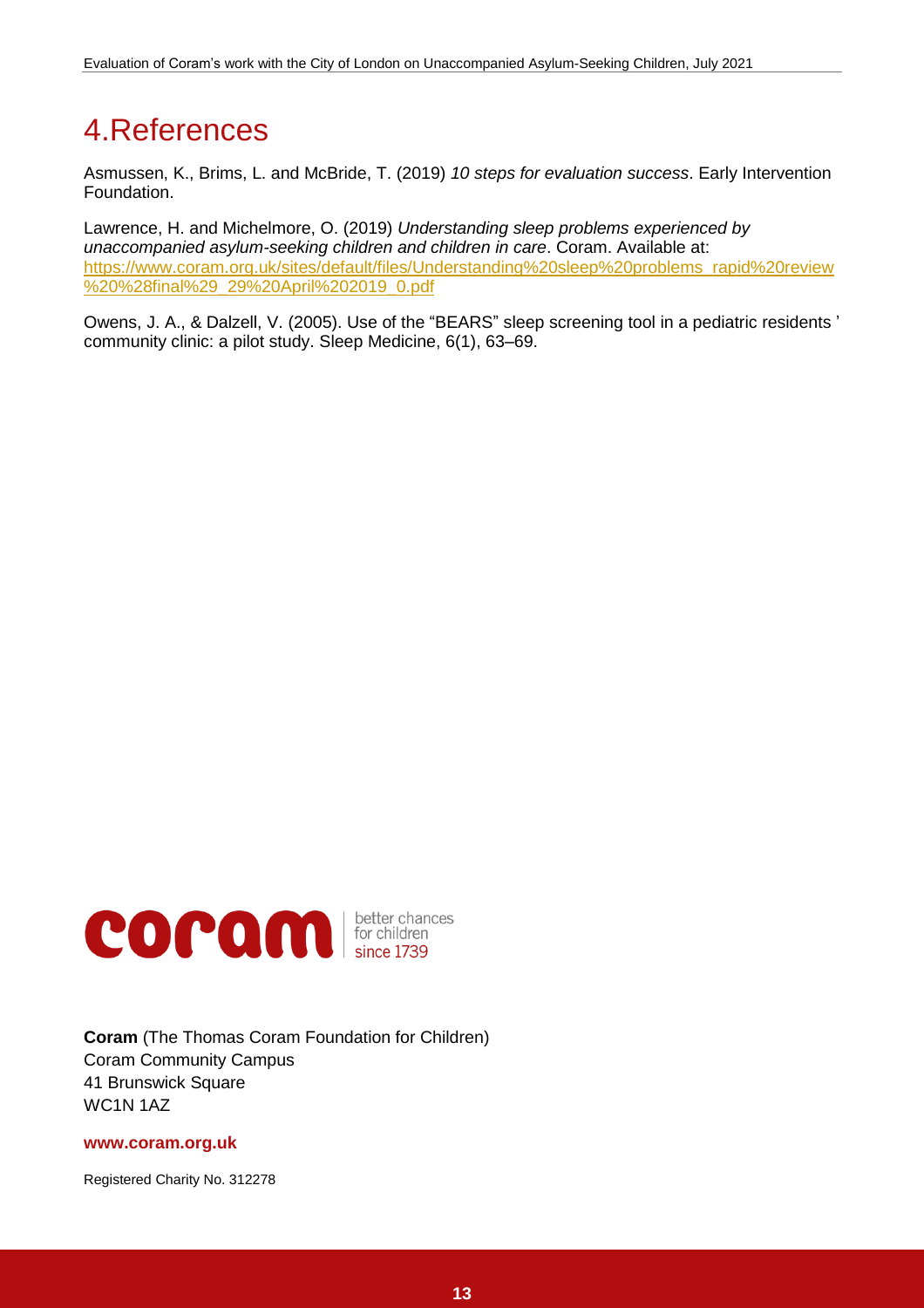# 4.References

Asmussen, K., Brims, L. and McBride, T. (2019) *10 steps for evaluation success*. Early Intervention Foundation.

Lawrence, H. and Michelmore, O. (2019) *Understanding sleep problems experienced by unaccompanied asylum-seeking children and children in care*. Coram. Available at: [https://www.coram.org.uk/sites/default/files/Understanding%20sleep%20problems_rapid%20review%20%28final%29_29%20April%202019_0.pdf](https://www.coram.org.uk/sites/default/files/Understanding%20sleep%20problems_rapid%20review%20%28final%29_29%20April%202019_0.pdf)

Owens, J. A., & Dalzell, V. (2005). Use of the "BEARS" sleep screening tool in a pediatric residents ' community clinic: a pilot study. Sleep Medicine, 6(1), 63–69.

coram | better chances for children since 1739

**Coram** (The Thomas Coram Foundation for Children)
Coram Community Campus
41 Brunswick Square
WC1N 1AZ

**www.coram.org.uk**

Registered Charity No. 312278